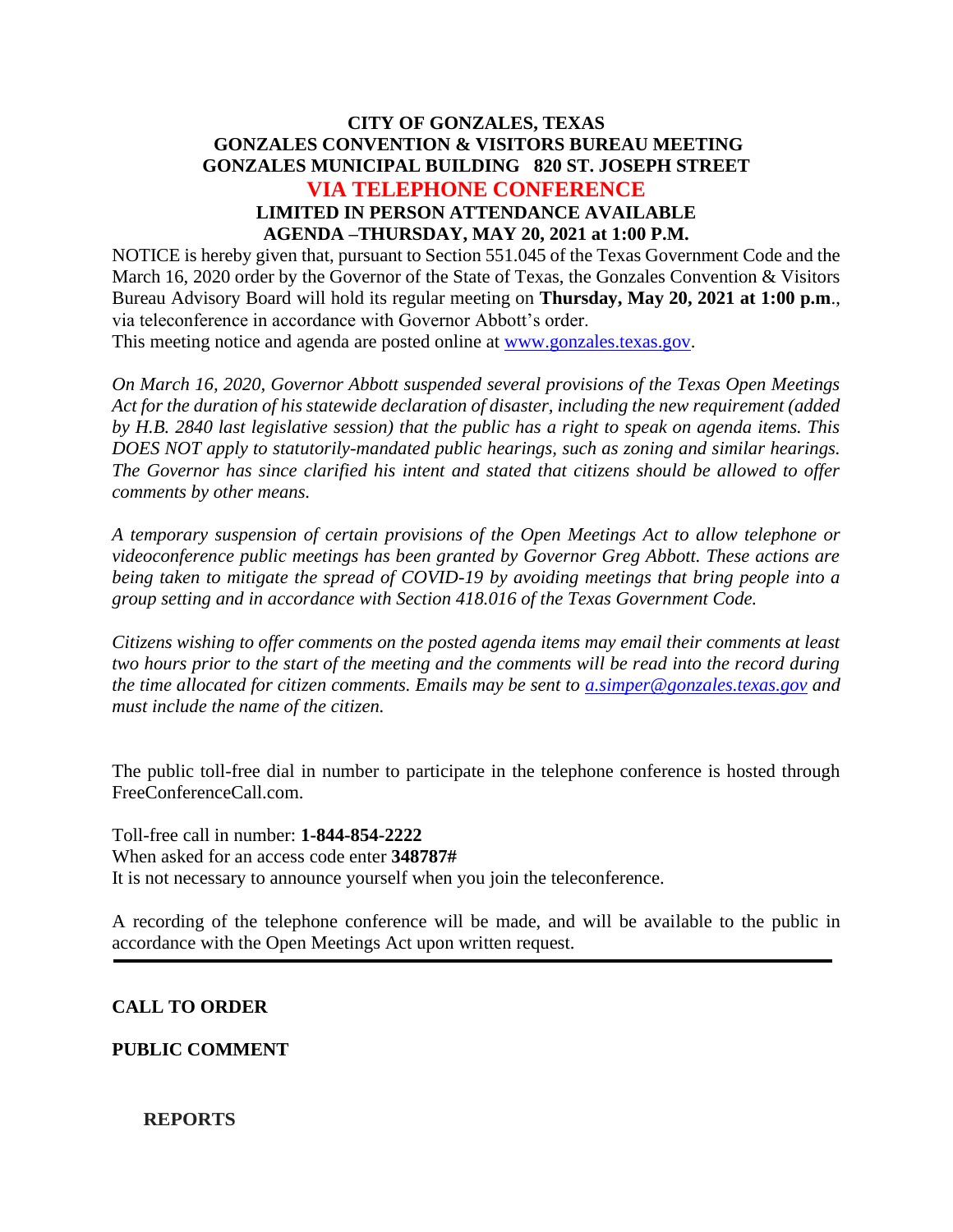# CITY OF GONZALES, TEXAS
## GONZALES CONVENTION & VISITORS BUREAU MEETING
## GONZALES MUNICIPAL BUILDING 820 ST. JOSEPH STREET
## VIA TELEPHONE CONFERENCE
### LIMITED IN PERSON ATTENDANCE AVAILABLE
### AGENDA –THURSDAY, MAY 20, 2021 at 1:00 P.M.

NOTICE is hereby given that, pursuant to Section 551.045 of the Texas Government Code and the March 16, 2020 order by the Governor of the State of Texas, the Gonzales Convention & Visitors Bureau Advisory Board will hold its regular meeting on **Thursday, May 20, 2021 at 1:00 p.m**., via teleconference in accordance with Governor Abbott's order.
This meeting notice and agenda are posted online at www.gonzales.texas.gov.

*On March 16, 2020, Governor Abbott suspended several provisions of the Texas Open Meetings Act for the duration of his statewide declaration of disaster, including the new requirement (added by H.B. 2840 last legislative session) that the public has a right to speak on agenda items. This DOES NOT apply to statutorily-mandated public hearings, such as zoning and similar hearings. The Governor has since clarified his intent and stated that citizens should be allowed to offer comments by other means.*

*A temporary suspension of certain provisions of the Open Meetings Act to allow telephone or videoconference public meetings has been granted by Governor Greg Abbott. These actions are being taken to mitigate the spread of COVID-19 by avoiding meetings that bring people into a group setting and in accordance with Section 418.016 of the Texas Government Code.*

*Citizens wishing to offer comments on the posted agenda items may email their comments at least two hours prior to the start of the meeting and the comments will be read into the record during the time allocated for citizen comments. Emails may be sent to a.simper@gonzales.texas.gov and must include the name of the citizen.*

The public toll-free dial in number to participate in the telephone conference is hosted through FreeConferenceCall.com.

Toll-free call in number: **1-844-854-2222**
When asked for an access code enter **348787#**
It is not necessary to announce yourself when you join the teleconference.

A recording of the telephone conference will be made, and will be available to the public in accordance with the Open Meetings Act upon written request.

---

**CALL TO ORDER**

**PUBLIC COMMENT**

**REPORTS**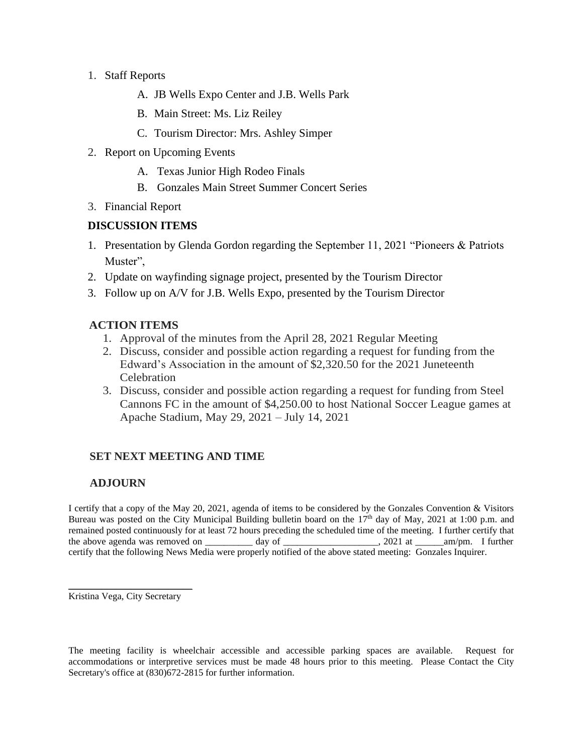1. Staff Reports
   - A. JB Wells Expo Center and J.B. Wells Park
   - B. Main Street: Ms. Liz Reiley
   - C. Tourism Director: Mrs. Ashley Simper
2. Report on Upcoming Events
   - A. Texas Junior High Rodeo Finals
   - B. Gonzales Main Street Summer Concert Series
3. Financial Report

**DISCUSSION ITEMS**

1. Presentation by Glenda Gordon regarding the September 11, 2021 "Pioneers & Patriots Muster",
2. Update on wayfinding signage project, presented by the Tourism Director
3. Follow up on A/V for J.B. Wells Expo, presented by the Tourism Director

**ACTION ITEMS**

1. Approval of the minutes from the April 28, 2021 Regular Meeting
2. Discuss, consider and possible action regarding a request for funding from the Edward's Association in the amount of $2,320.50 for the 2021 Juneteenth Celebration
3. Discuss, consider and possible action regarding a request for funding from Steel Cannons FC in the amount of $4,250.00 to host National Soccer League games at Apache Stadium, May 29, 2021 – July 14, 2021

**SET NEXT MEETING AND TIME**

**ADJOURN**

I certify that a copy of the May 20, 2021, agenda of items to be considered by the Gonzales Convention & Visitors Bureau was posted on the City Municipal Building bulletin board on the 17th day of May, 2021 at 1:00 p.m. and remained posted continuously for at least 72 hours preceding the scheduled time of the meeting. I further certify that the above agenda was removed on __________ day of ____________________, 2021 at ______am/pm. I further certify that the following News Media were properly notified of the above stated meeting: Gonzales Inquirer.

________________________

Kristina Vega, City Secretary

The meeting facility is wheelchair accessible and accessible parking spaces are available. Request for accommodations or interpretive services must be made 48 hours prior to this meeting. Please Contact the City Secretary's office at (830)672-2815 for further information.